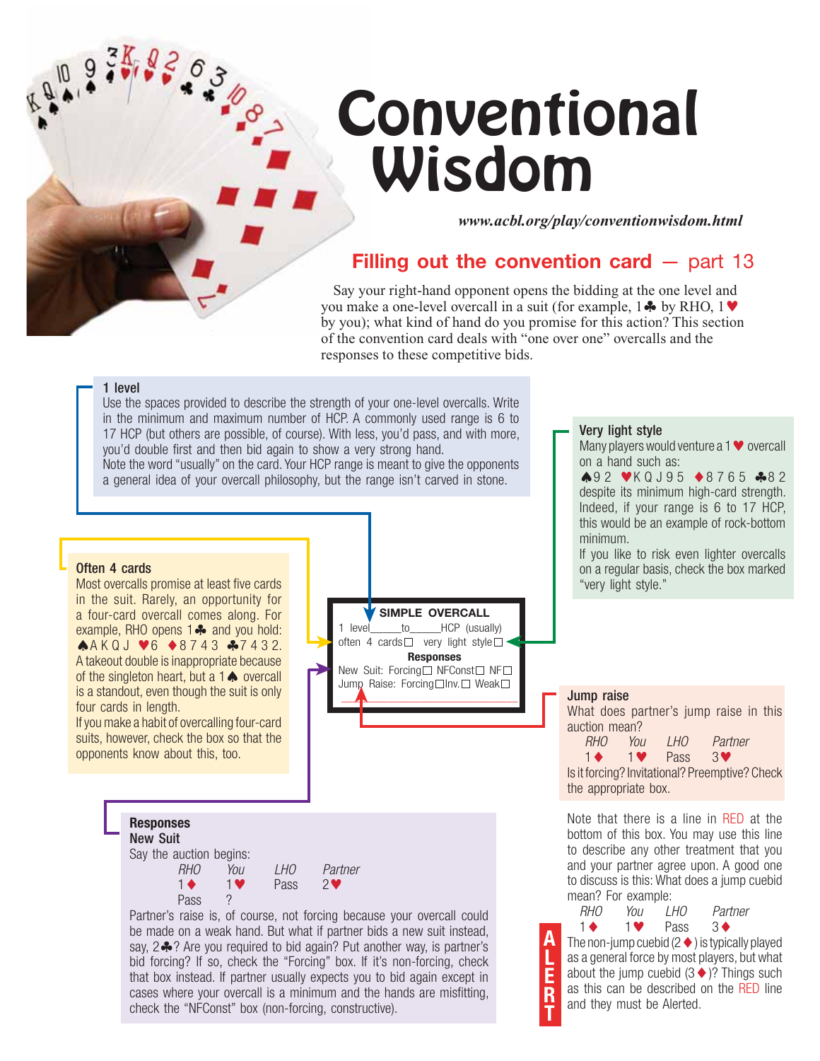# Conventional Wisdom

*www.acbl.org/play/conventionwisdom.html*

## Filling out the convention card — part 13

Say your right-hand opponent opens the bidding at the one level and you make a one-level overcall in a suit (for example, 1♣ by RHO, 1♥ by you); what kind of hand do you promise for this action? This section of the convention card deals with "one over one" overcalls and the responses to these competitive bids.

### 1 level

Use the spaces provided to describe the strength of your one-level overcalls. Write in the minimum and maximum number of HCP. A commonly used range is 6 to 17 HCP (but others are possible, of course). With less, you'd pass, and with more, you'd double first and then bid again to show a very strong hand.

Note the word "usually" on the card. Your HCP range is meant to give the opponents a general idea of your overcall philosophy, but the range isn't carved in stone.

### Very light style

Many players would venture a 1♥ overcall on a hand such as:

♠9 2 ♥K Q J 9 5 ♦8 7 6 5 ♣8 2

despite its minimum high-card strength. Indeed, if your range is 6 to 17 HCP, this would be an example of rock-bottom minimum.

If you like to risk even lighter overcalls on a regular basis, check the box marked "very light style."

### Often 4 cards

Most overcalls promise at least five cards in the suit. Rarely, an opportunity for a four-card overcall comes along. For example, RHO opens 1♣ and you hold: ♠A K Q J ♥6 ♦8 7 4 3 ♣7 4 3 2. A takeout double is inappropriate because of the singleton heart, but a 1♠ overcall is a standout, even though the suit is only four cards in length.

If you make a habit of overcalling four-card suits, however, check the box so that the opponents know about this, too.

**SIMPLE OVERCALL**

1 level\_\_\_\_\_to\_\_\_\_\_HCP (usually)
often 4 cards☐ very light style☐

**Responses**

New Suit: Forcing☐ NFConst☐ NF☐
Jump Raise: Forcing☐ Inv.☐ Weak☐

### Jump raise

What does partner's jump raise in this auction mean?

| RHO | You | LHO | Partner |
|---|---|---|---|
| 1♦ | 1♥ | Pass | 3♥ |

Is it forcing? Invitational? Preemptive? Check the appropriate box.

Note that there is a line in RED at the bottom of this box. You may use this line to describe any other treatment that you and your partner agree upon. A good one to discuss is this: What does a jump cuebid mean? For example:

| RHO | You | LHO | Partner |
|---|---|---|---|
| 1♦ | 1♥ | Pass | 3♦ |

**ALERT**

The non-jump cuebid (2♦) is typically played as a general force by most players, but what about the jump cuebid (3♦)? Things such as this can be described on the RED line and they must be Alerted.

### Responses

#### New Suit

Say the auction begins:

| RHO | You | LHO | Partner |
|---|---|---|---|
| 1♦ | 1♥ | Pass | 2♥ |
| Pass | ? | | |

Partner's raise is, of course, not forcing because your overcall could be made on a weak hand. But what if partner bids a new suit instead, say, 2♣? Are you required to bid again? Put another way, is partner's bid forcing? If so, check the "Forcing" box. If it's non-forcing, check that box instead. If partner usually expects you to bid again except in cases where your overcall is a minimum and the hands are misfitting, check the "NFConst" box (non-forcing, constructive).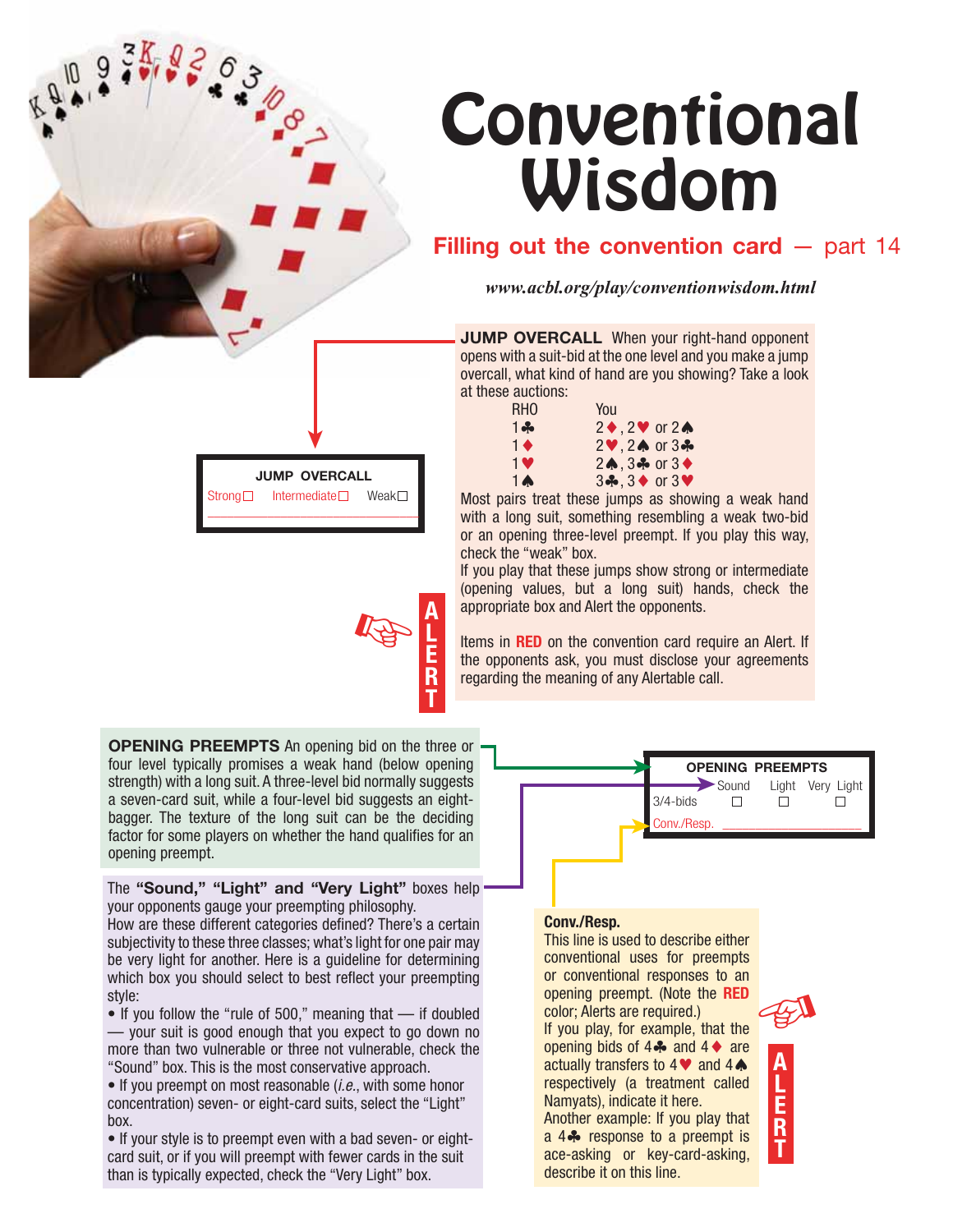# Conventional Wisdom

## Filling out the convention card — part 14

*www.acbl.org/play/conventionwisdom.html*

**JUMP OVERCALL** When your right-hand opponent opens with a suit-bid at the one level and you make a jump overcall, what kind of hand are you showing? Take a look at these auctions:

| RHO | You |
|---|---|
| 1♣ | 2♦, 2♥ or 2♠ |
| 1♦ | 2♥, 2♠ or 3♣ |
| 1♥ | 2♠, 3♣ or 3♦ |
| 1♠ | 3♣, 3♦ or 3♥ |

Most pairs treat these jumps as showing a weak hand with a long suit, something resembling a weak two-bid or an opening three-level preempt. If you play this way, check the "weak" box.

If you play that these jumps show strong or intermediate (opening values, but a long suit) hands, check the appropriate box and Alert the opponents.

Items in **RED** on the convention card require an Alert. If the opponents ask, you must disclose your agreements regarding the meaning of any Alertable call.

**JUMP OVERCALL**
Strong☐ Intermediate☐ Weak☐

ALERT

**OPENING PREEMPTS** An opening bid on the three or four level typically promises a weak hand (below opening strength) with a long suit. A three-level bid normally suggests a seven-card suit, while a four-level bid suggests an eight-bagger. The texture of the long suit can be the deciding factor for some players on whether the hand qualifies for an opening preempt.

The **"Sound," "Light" and "Very Light"** boxes help your opponents gauge your preempting philosophy.

How are these different categories defined? There's a certain subjectivity to these three classes; what's light for one pair may be very light for another. Here is a guideline for determining which box you should select to best reflect your preempting style:

- If you follow the "rule of 500," meaning that — if doubled — your suit is good enough that you expect to go down no more than two vulnerable or three not vulnerable, check the "Sound" box. This is the most conservative approach.
- If you preempt on most reasonable (*i.e.*, with some honor concentration) seven- or eight-card suits, select the "Light" box.
- If your style is to preempt even with a bad seven- or eight-card suit, or if you will preempt with fewer cards in the suit than is typically expected, check the "Very Light" box.

**OPENING PREEMPTS**

| | Sound | Light | Very Light |
|---|---|---|---|
| 3/4-bids | ☐ | ☐ | ☐ |

Conv./Resp. ____________

**Conv./Resp.**
This line is used to describe either conventional uses for preempts or conventional responses to an opening preempt. (Note the **RED** color; Alerts are required.)

If you play, for example, that the opening bids of 4♣ and 4♦ are actually transfers to 4♥ and 4♠ respectively (a treatment called Namyats), indicate it here.

Another example: If you play that a 4♣ response to a preempt is ace-asking or key-card-asking, describe it on this line.

ALERT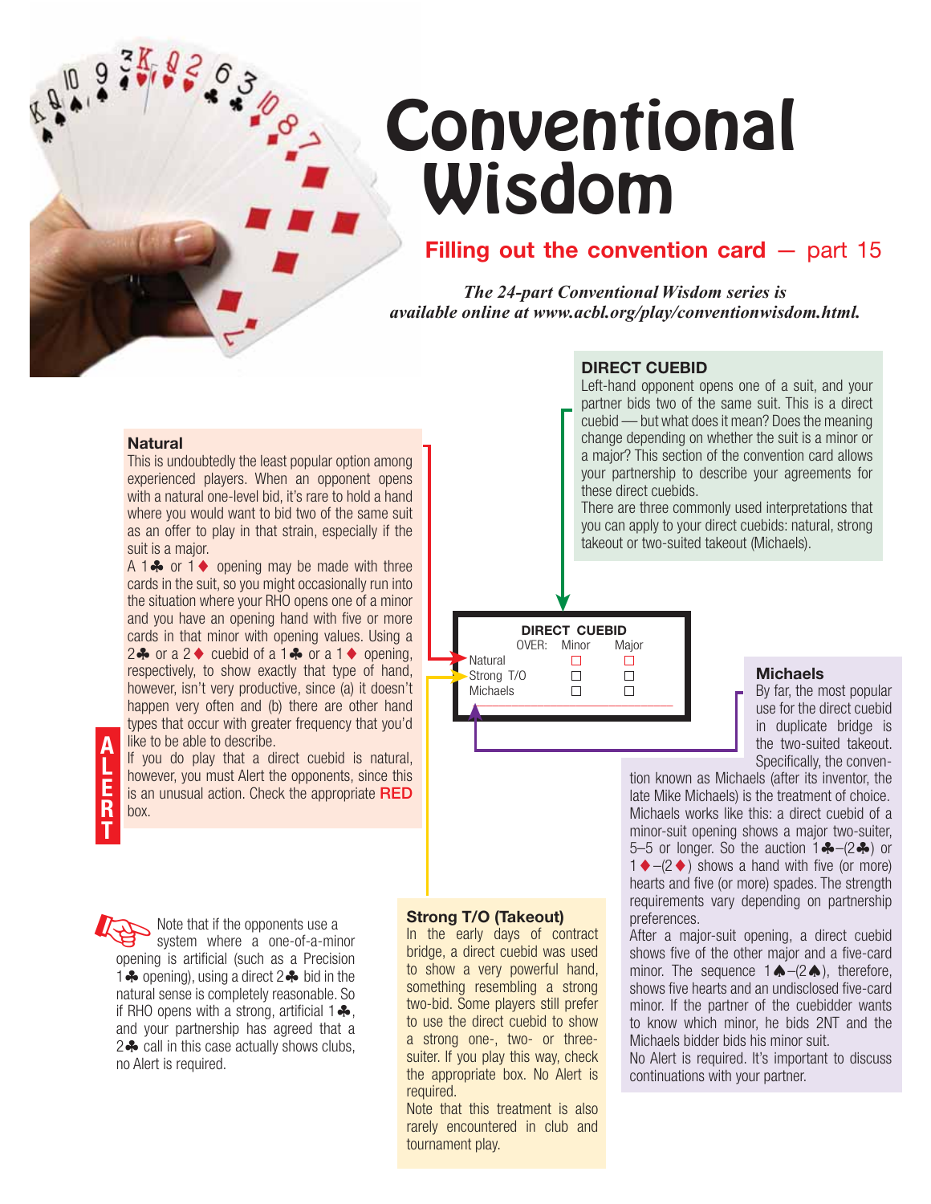# Conventional Wisdom

## Filling out the convention card — part 15

*The 24-part Conventional Wisdom series is available online at www.acbl.org/play/conventionwisdom.html.*

### DIRECT CUEBID

Left-hand opponent opens one of a suit, and your partner bids two of the same suit. This is a direct cuebid — but what does it mean? Does the meaning change depending on whether the suit is a minor or a major? This section of the convention card allows your partnership to describe your agreements for these direct cuebids.

There are three commonly used interpretations that you can apply to your direct cuebids: natural, strong takeout or two-suited takeout (Michaels).

| DIRECT CUEBID OVER: | Minor | Major |
|---|---|---|
| Natural | ☐ | ☐ |
| Strong T/O | ☐ | ☐ |
| Michaels | ☐ | ☐ |

### Natural

This is undoubtedly the least popular option among experienced players. When an opponent opens with a natural one-level bid, it's rare to hold a hand where you would want to bid two of the same suit as an offer to play in that strain, especially if the suit is a major.

A 1♣ or 1♦ opening may be made with three cards in the suit, so you might occasionally run into the situation where your RHO opens one of a minor and you have an opening hand with five or more cards in that minor with opening values. Using a 2♣ or a 2♦ cuebid of a 1♣ or a 1♦ opening, respectively, to show exactly that type of hand, however, isn't very productive, since (a) it doesn't happen very often and (b) there are other hand types that occur with greater frequency that you'd like to be able to describe.

**ALERT**

If you do play that a direct cuebid is natural, however, you must Alert the opponents, since this is an unusual action. Check the appropriate **RED** box.

Note that if the opponents use a system where a one-of-a-minor opening is artificial (such as a Precision 1♣ opening), using a direct 2♣ bid in the natural sense is completely reasonable. So if RHO opens with a strong, artificial 1♣, and your partnership has agreed that a 2♣ call in this case actually shows clubs, no Alert is required.

### Strong T/O (Takeout)

In the early days of contract bridge, a direct cuebid was used to show a very powerful hand, something resembling a strong two-bid. Some players still prefer to use the direct cuebid to show a strong one-, two- or three-suiter. If you play this way, check the appropriate box. No Alert is required.

Note that this treatment is also rarely encountered in club and tournament play.

### Michaels

By far, the most popular use for the direct cuebid in duplicate bridge is the two-suited takeout. Specifically, the convention known as Michaels (after its inventor, the late Mike Michaels) is the treatment of choice. Michaels works like this: a direct cuebid of a minor-suit opening shows a major two-suiter, 5–5 or longer. So the auction 1♣–(2♣) or 1♦–(2♦) shows a hand with five (or more) hearts and five (or more) spades. The strength requirements vary depending on partnership preferences.

After a major-suit opening, a direct cuebid shows five of the other major and a five-card minor. The sequence 1♠–(2♠), therefore, shows five hearts and an undisclosed five-card minor. If the partner of the cuebidder wants to know which minor, he bids 2NT and the Michaels bidder bids his minor suit.

No Alert is required. It's important to discuss continuations with your partner.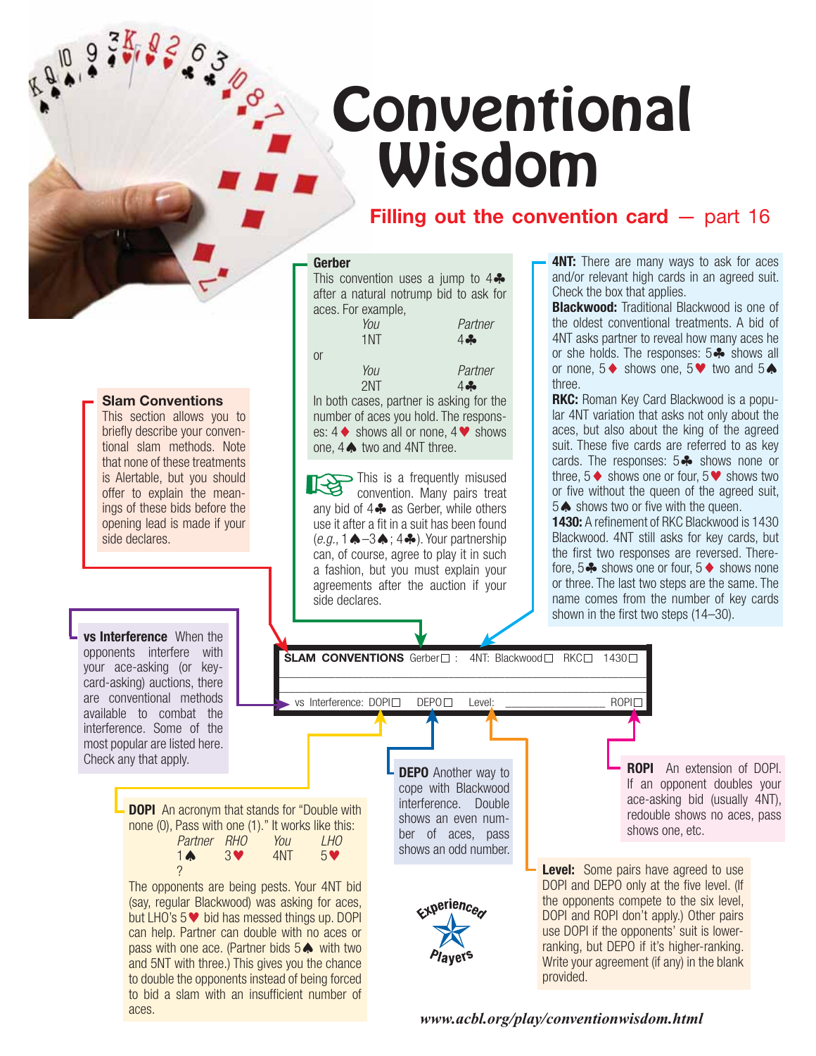# Conventional Wisdom

## Filling out the convention card — part 16

**Slam Conventions** This section allows you to briefly describe your conventional slam methods. Note that none of these treatments is Alertable, but you should offer to explain the meanings of these bids before the opening lead is made if your side declares.

**Gerber**

This convention uses a jump to 4♣ after a natural notrump bid to ask for aces. For example,

| *You* | *Partner* |
|---|---|
| 1NT | 4♣ |

or

| *You* | *Partner* |
|---|---|
| 2NT | 4♣ |

In both cases, partner is asking for the number of aces you hold. The responses: 4♦ shows all or none, 4♥ shows one, 4♠ two and 4NT three.

This is a frequently misused convention. Many pairs treat any bid of 4♣ as Gerber, while others use it after a fit in a suit has been found (*e.g.*, 1♠–3♠; 4♣). Your partnership can, of course, agree to play it in such a fashion, but you must explain your agreements after the auction if your side declares.

**4NT:** There are many ways to ask for aces and/or relevant high cards in an agreed suit. Check the box that applies.

**Blackwood:** Traditional Blackwood is one of the oldest conventional treatments. A bid of 4NT asks partner to reveal how many aces he or she holds. The responses: 5♣ shows all or none, 5♦ shows one, 5♥ two and 5♠ three.

**RKC:** Roman Key Card Blackwood is a popular 4NT variation that asks not only about the aces, but also about the king of the agreed suit. These five cards are referred to as key cards. The responses: 5♣ shows none or three, 5♦ shows one or four, 5♥ shows two or five without the queen of the agreed suit, 5♠ shows two or five with the queen.

**1430:** A refinement of RKC Blackwood is 1430 Blackwood. 4NT still asks for key cards, but the first two responses are reversed. Therefore, 5♣ shows one or four, 5♦ shows none or three. The last two steps are the same. The name comes from the number of key cards shown in the first two steps (14–30).

**SLAM CONVENTIONS** Gerber☐ : 4NT: Blackwood☐ RKC☐ 1430☐

vs Interference: DOPI☐ DEPO☐ Level: ________________ ROPI☐

**vs Interference** When the opponents interfere with your ace-asking (or key-card-asking) auctions, there are conventional methods available to combat the interference. Some of the most popular are listed here. Check any that apply.

**DOPI** An acronym that stands for "Double with none (0), Pass with one (1)." It works like this:

| *Partner* | *RHO* | *You* | *LHO* |
|---|---|---|---|
| 1♠ | 3♥ | 4NT | 5♥ |
| ? | | | |

The opponents are being pests. Your 4NT bid (say, regular Blackwood) was asking for aces, but LHO's 5♥ bid has messed things up. DOPI can help. Partner can double with no aces or pass with one ace. (Partner bids 5♠ with two and 5NT with three.) This gives you the chance to double the opponents instead of being forced to bid a slam with an insufficient number of aces.

**DEPO** Another way to cope with Blackwood interference. Double shows an even number of aces, pass shows an odd number.

**ROPI** An extension of DOPI. If an opponent doubles your ace-asking bid (usually 4NT), redouble shows no aces, pass shows one, etc.

**Level:** Some pairs have agreed to use DOPI and DEPO only at the five level. (If the opponents compete to the six level, DOPI and ROPI don't apply.) Other pairs use DOPI if the opponents' suit is lower-ranking, but DEPO if it's higher-ranking. Write your agreement (if any) in the blank provided.

Experienced Players

*www.acbl.org/play/conventionwisdom.html*